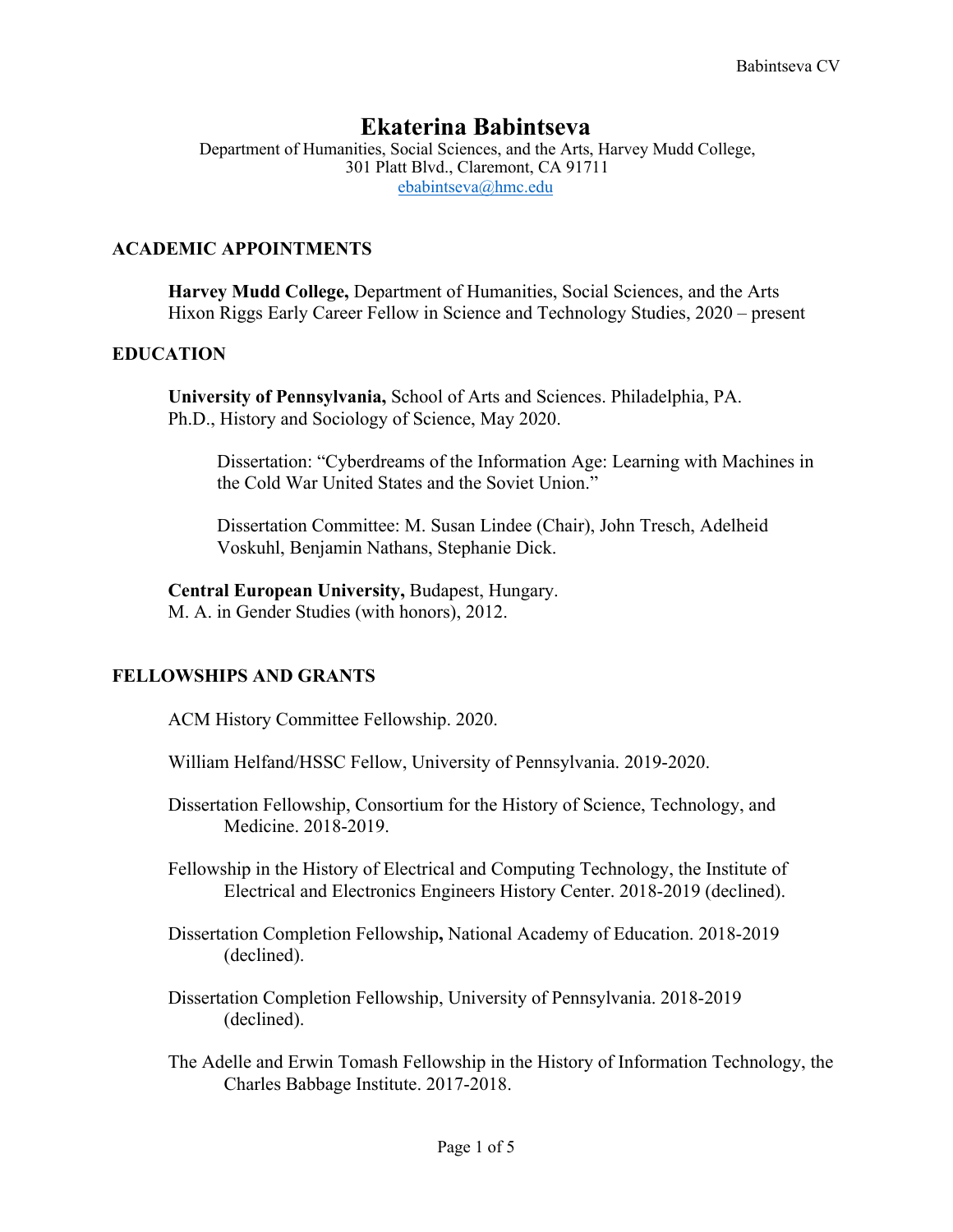# Ekaterina Babintseva

Department of Humanities, Social Sciences, and the Arts, Harvey Mudd College,
301 Platt Blvd., Claremont, CA 91711
ebabintseva@hmc.edu

## ACADEMIC APPOINTMENTS

**Harvey Mudd College,** Department of Humanities, Social Sciences, and the Arts
Hixon Riggs Early Career Fellow in Science and Technology Studies, 2020 – present

## EDUCATION

**University of Pennsylvania,** School of Arts and Sciences. Philadelphia, PA.
Ph.D., History and Sociology of Science, May 2020.

Dissertation: "Cyberdreams of the Information Age: Learning with Machines in the Cold War United States and the Soviet Union."

Dissertation Committee: M. Susan Lindee (Chair), John Tresch, Adelheid Voskuhl, Benjamin Nathans, Stephanie Dick.

**Central European University,** Budapest, Hungary.
M. A. in Gender Studies (with honors), 2012.

## FELLOWSHIPS AND GRANTS

ACM History Committee Fellowship. 2020.

William Helfand/HSSC Fellow, University of Pennsylvania. 2019-2020.

Dissertation Fellowship, Consortium for the History of Science, Technology, and Medicine. 2018-2019.

Fellowship in the History of Electrical and Computing Technology, the Institute of Electrical and Electronics Engineers History Center. 2018-2019 (declined).

Dissertation Completion Fellowship**,** National Academy of Education. 2018-2019 (declined).

Dissertation Completion Fellowship, University of Pennsylvania. 2018-2019 (declined).

The Adelle and Erwin Tomash Fellowship in the History of Information Technology, the Charles Babbage Institute. 2017-2018.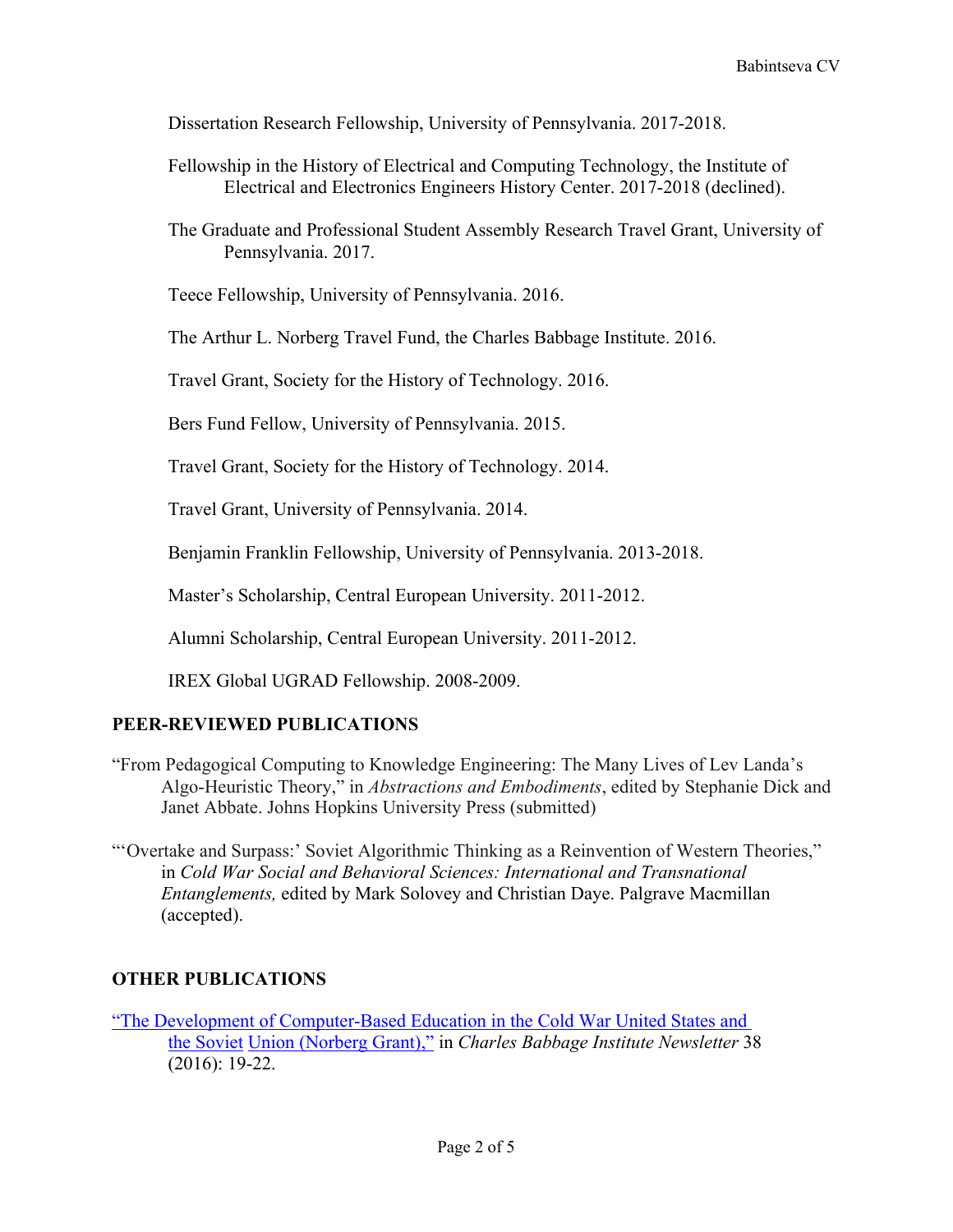Dissertation Research Fellowship, University of Pennsylvania. 2017-2018.

Fellowship in the History of Electrical and Computing Technology, the Institute of Electrical and Electronics Engineers History Center. 2017-2018 (declined).

The Graduate and Professional Student Assembly Research Travel Grant, University of Pennsylvania. 2017.

Teece Fellowship, University of Pennsylvania. 2016.

The Arthur L. Norberg Travel Fund, the Charles Babbage Institute. 2016.

Travel Grant, Society for the History of Technology. 2016.

Bers Fund Fellow, University of Pennsylvania. 2015.

Travel Grant, Society for the History of Technology. 2014.

Travel Grant, University of Pennsylvania. 2014.

Benjamin Franklin Fellowship, University of Pennsylvania. 2013-2018.

Master's Scholarship, Central European University. 2011-2012.

Alumni Scholarship, Central European University. 2011-2012.

IREX Global UGRAD Fellowship. 2008-2009.

## PEER-REVIEWED PUBLICATIONS

"From Pedagogical Computing to Knowledge Engineering: The Many Lives of Lev Landa's Algo-Heuristic Theory," in *Abstractions and Embodiments*, edited by Stephanie Dick and Janet Abbate. Johns Hopkins University Press (submitted)

"'Overtake and Surpass:' Soviet Algorithmic Thinking as a Reinvention of Western Theories," in *Cold War Social and Behavioral Sciences: International and Transnational Entanglements,* edited by Mark Solovey and Christian Daye. Palgrave Macmillan (accepted).

## OTHER PUBLICATIONS

"The Development of Computer-Based Education in the Cold War United States and the Soviet Union (Norberg Grant)," in *Charles Babbage Institute Newsletter* 38 (2016): 19-22.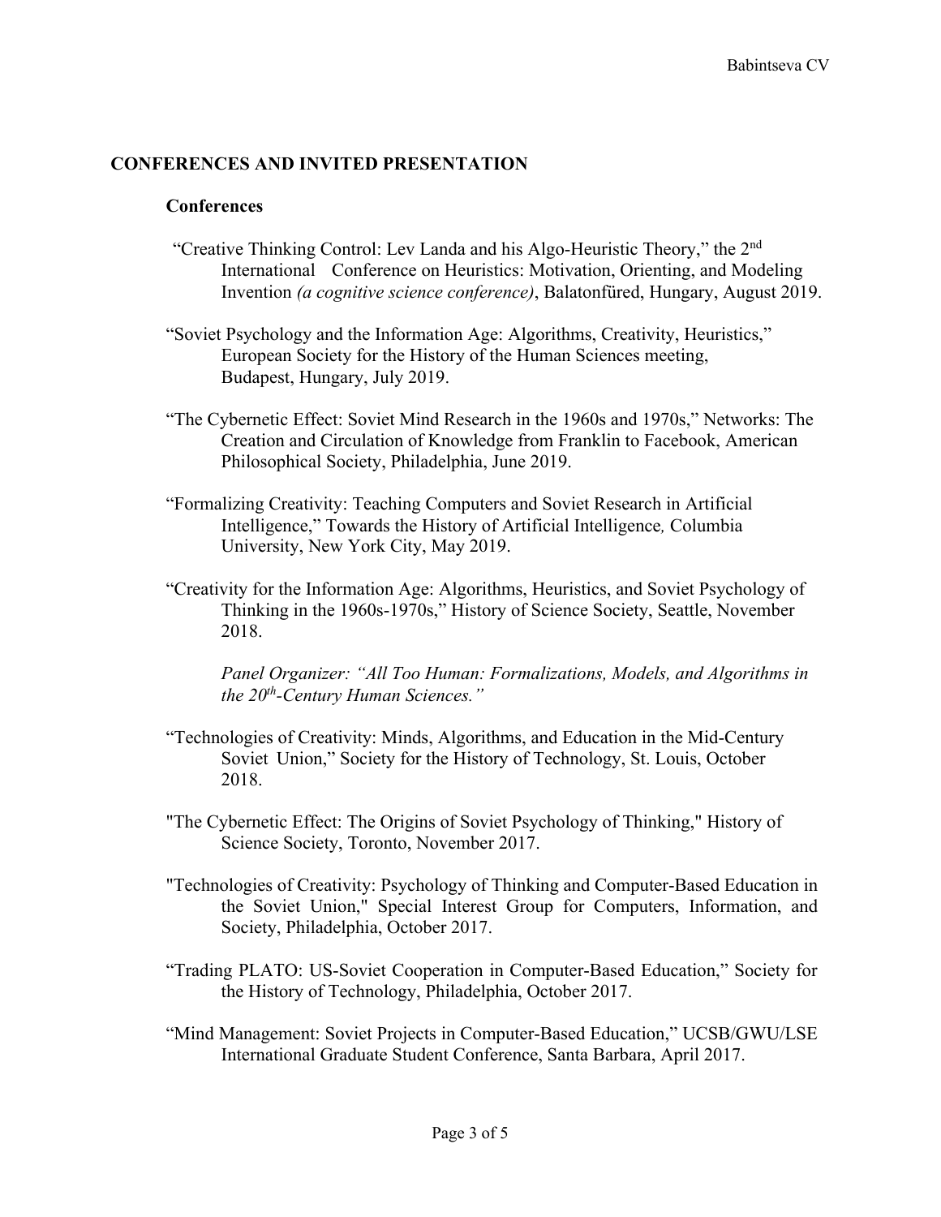## CONFERENCES AND INVITED PRESENTATION

### Conferences

"Creative Thinking Control: Lev Landa and his Algo-Heuristic Theory," the 2nd International Conference on Heuristics: Motivation, Orienting, and Modeling Invention *(a cognitive science conference)*, Balatonfüred, Hungary, August 2019.

"Soviet Psychology and the Information Age: Algorithms, Creativity, Heuristics," European Society for the History of the Human Sciences meeting, Budapest, Hungary, July 2019.

"The Cybernetic Effect: Soviet Mind Research in the 1960s and 1970s," Networks: The Creation and Circulation of Knowledge from Franklin to Facebook, American Philosophical Society, Philadelphia, June 2019.

"Formalizing Creativity: Teaching Computers and Soviet Research in Artificial Intelligence," Towards the History of Artificial Intelligence*,* Columbia University, New York City, May 2019.

"Creativity for the Information Age: Algorithms, Heuristics, and Soviet Psychology of Thinking in the 1960s-1970s," History of Science Society, Seattle, November 2018.

*Panel Organizer: "All Too Human: Formalizations, Models, and Algorithms in the 20th-Century Human Sciences."*

"Technologies of Creativity: Minds, Algorithms, and Education in the Mid-Century Soviet Union," Society for the History of Technology, St. Louis, October 2018.

"The Cybernetic Effect: The Origins of Soviet Psychology of Thinking," History of Science Society, Toronto, November 2017.

"Technologies of Creativity: Psychology of Thinking and Computer-Based Education in the Soviet Union," Special Interest Group for Computers, Information, and Society, Philadelphia, October 2017.

"Trading PLATO: US-Soviet Cooperation in Computer-Based Education," Society for the History of Technology, Philadelphia, October 2017.

"Mind Management: Soviet Projects in Computer-Based Education," UCSB/GWU/LSE International Graduate Student Conference, Santa Barbara, April 2017.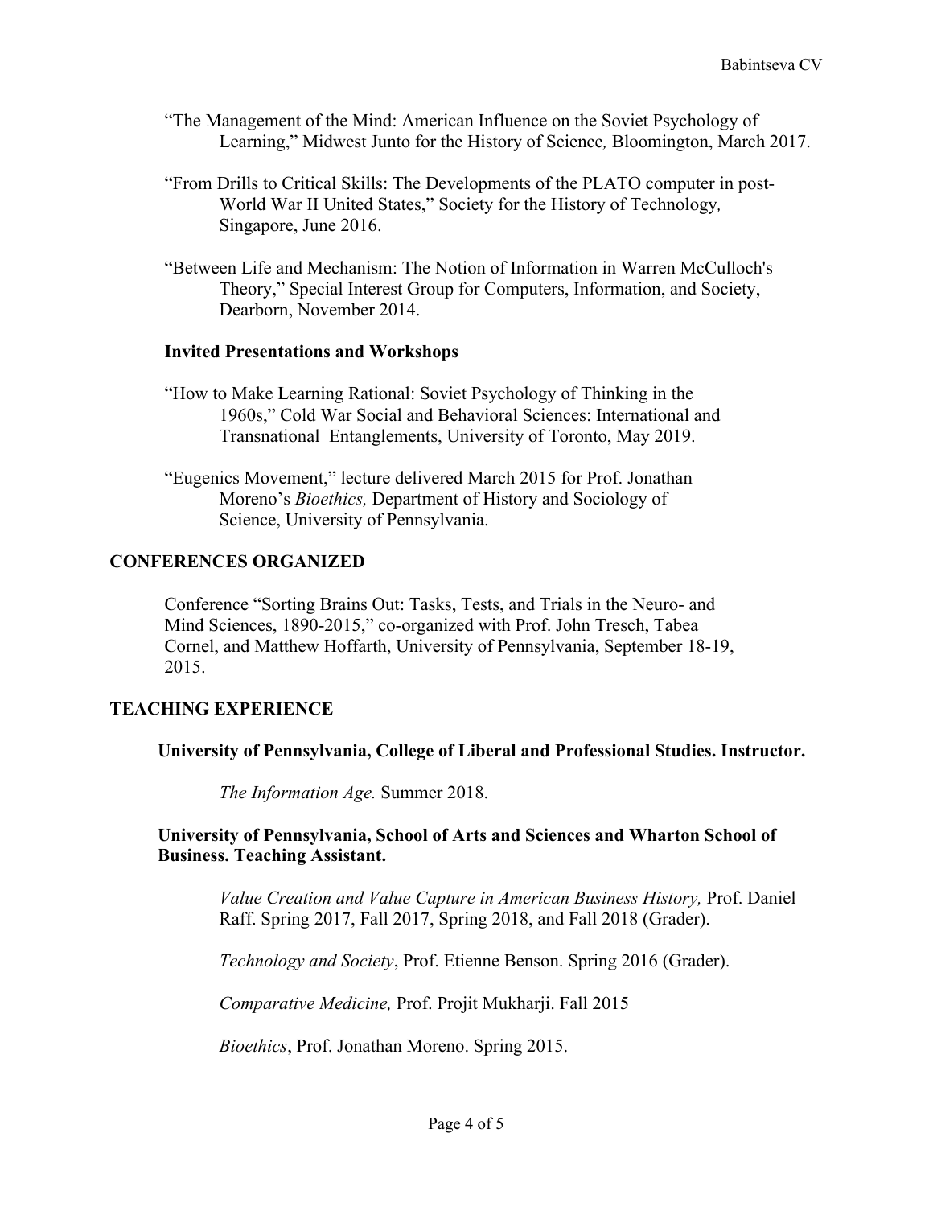"The Management of the Mind: American Influence on the Soviet Psychology of Learning," Midwest Junto for the History of Science*,* Bloomington, March 2017.

"From Drills to Critical Skills: The Developments of the PLATO computer in post-World War II United States," Society for the History of Technology*,* Singapore, June 2016.

"Between Life and Mechanism: The Notion of Information in Warren McCulloch's Theory," Special Interest Group for Computers, Information, and Society, Dearborn, November 2014.

### Invited Presentations and Workshops

"How to Make Learning Rational: Soviet Psychology of Thinking in the 1960s," Cold War Social and Behavioral Sciences: International and Transnational Entanglements, University of Toronto, May 2019.

"Eugenics Movement," lecture delivered March 2015 for Prof. Jonathan Moreno's *Bioethics,* Department of History and Sociology of Science, University of Pennsylvania.

## CONFERENCES ORGANIZED

Conference "Sorting Brains Out: Tasks, Tests, and Trials in the Neuro- and Mind Sciences, 1890-2015," co-organized with Prof. John Tresch, Tabea Cornel, and Matthew Hoffarth, University of Pennsylvania, September 18-19, 2015.

## TEACHING EXPERIENCE

### University of Pennsylvania, College of Liberal and Professional Studies. Instructor.

*The Information Age.* Summer 2018.

### University of Pennsylvania, School of Arts and Sciences and Wharton School of Business. Teaching Assistant.

*Value Creation and Value Capture in American Business History,* Prof. Daniel Raff. Spring 2017, Fall 2017, Spring 2018, and Fall 2018 (Grader).

*Technology and Society*, Prof. Etienne Benson. Spring 2016 (Grader).

*Comparative Medicine,* Prof. Projit Mukharji. Fall 2015

*Bioethics*, Prof. Jonathan Moreno. Spring 2015.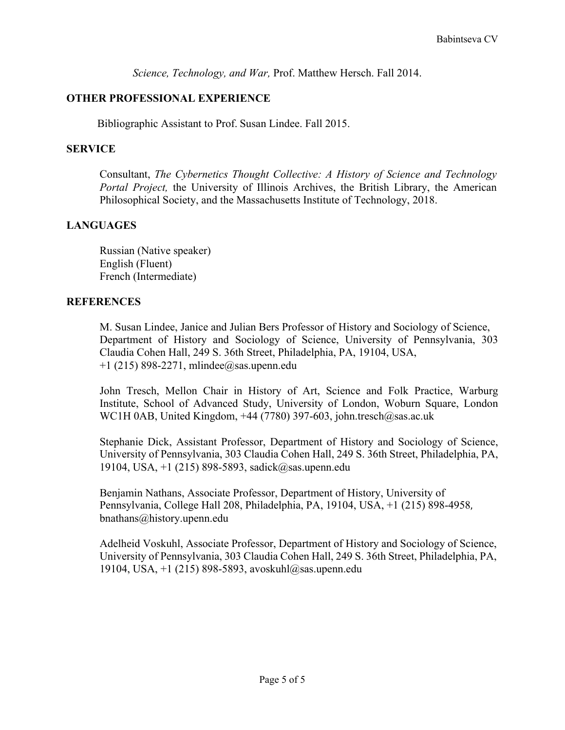*Science, Technology, and War,* Prof. Matthew Hersch. Fall 2014.

## OTHER PROFESSIONAL EXPERIENCE

Bibliographic Assistant to Prof. Susan Lindee. Fall 2015.

## SERVICE

Consultant, *The Cybernetics Thought Collective: A History of Science and Technology Portal Project,* the University of Illinois Archives, the British Library, the American Philosophical Society, and the Massachusetts Institute of Technology, 2018.

## LANGUAGES

Russian (Native speaker)
English (Fluent)
French (Intermediate)

## REFERENCES

M. Susan Lindee, Janice and Julian Bers Professor of History and Sociology of Science, Department of History and Sociology of Science, University of Pennsylvania, 303 Claudia Cohen Hall, 249 S. 36th Street, Philadelphia, PA, 19104, USA, +1 (215) 898-2271, mlindee@sas.upenn.edu

John Tresch, Mellon Chair in History of Art, Science and Folk Practice, Warburg Institute, School of Advanced Study, University of London, Woburn Square, London WC1H 0AB, United Kingdom, +44 (7780) 397-603, john.tresch@sas.ac.uk

Stephanie Dick, Assistant Professor, Department of History and Sociology of Science, University of Pennsylvania, 303 Claudia Cohen Hall, 249 S. 36th Street, Philadelphia, PA, 19104, USA, +1 (215) 898-5893, sadick@sas.upenn.edu

Benjamin Nathans, Associate Professor, Department of History, University of Pennsylvania, College Hall 208, Philadelphia, PA, 19104, USA, +1 (215) 898-4958, bnathans@history.upenn.edu

Adelheid Voskuhl, Associate Professor, Department of History and Sociology of Science, University of Pennsylvania, 303 Claudia Cohen Hall, 249 S. 36th Street, Philadelphia, PA, 19104, USA, +1 (215) 898-5893, avoskuhl@sas.upenn.edu